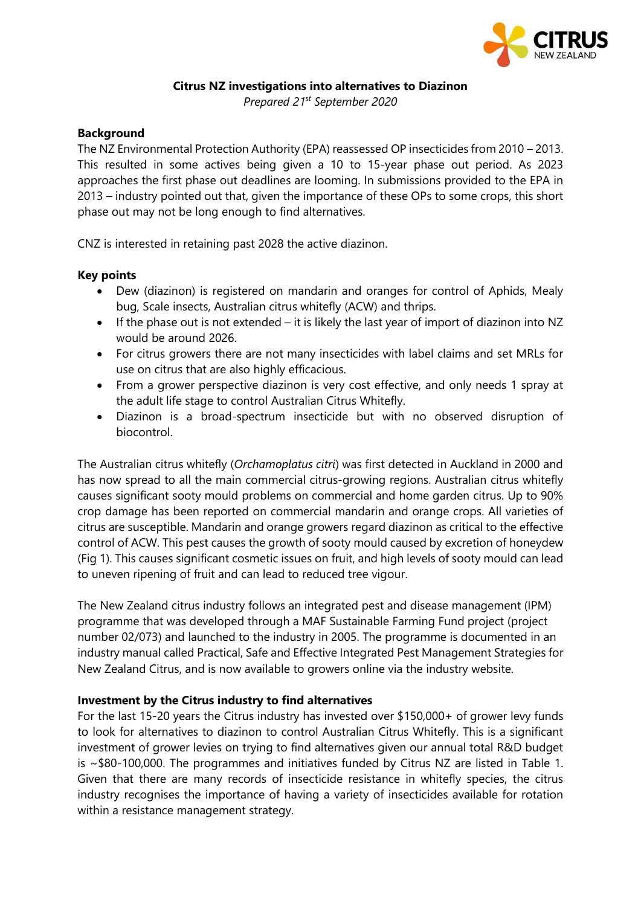# Citrus NZ investigations into alternatives to Diazinon

*Prepared 21st September 2020*

## Background

The NZ Environmental Protection Authority (EPA) reassessed OP insecticides from 2010 – 2013. This resulted in some actives being given a 10 to 15-year phase out period. As 2023 approaches the first phase out deadlines are looming. In submissions provided to the EPA in 2013 – industry pointed out that, given the importance of these OPs to some crops, this short phase out may not be long enough to find alternatives.

CNZ is interested in retaining past 2028 the active diazinon.

## Key points

- Dew (diazinon) is registered on mandarin and oranges for control of Aphids, Mealy bug, Scale insects, Australian citrus whitefly (ACW) and thrips.
- If the phase out is not extended – it is likely the last year of import of diazinon into NZ would be around 2026.
- For citrus growers there are not many insecticides with label claims and set MRLs for use on citrus that are also highly efficacious.
- From a grower perspective diazinon is very cost effective, and only needs 1 spray at the adult life stage to control Australian Citrus Whitefly.
- Diazinon is a broad-spectrum insecticide but with no observed disruption of biocontrol.

The Australian citrus whitefly (*Orchamoplatus citri*) was first detected in Auckland in 2000 and has now spread to all the main commercial citrus-growing regions. Australian citrus whitefly causes significant sooty mould problems on commercial and home garden citrus. Up to 90% crop damage has been reported on commercial mandarin and orange crops. All varieties of citrus are susceptible. Mandarin and orange growers regard diazinon as critical to the effective control of ACW. This pest causes the growth of sooty mould caused by excretion of honeydew (Fig 1). This causes significant cosmetic issues on fruit, and high levels of sooty mould can lead to uneven ripening of fruit and can lead to reduced tree vigour.

The New Zealand citrus industry follows an integrated pest and disease management (IPM) programme that was developed through a MAF Sustainable Farming Fund project (project number 02/073) and launched to the industry in 2005. The programme is documented in an industry manual called Practical, Safe and Effective Integrated Pest Management Strategies for New Zealand Citrus, and is now available to growers online via the industry website.

## Investment by the Citrus industry to find alternatives

For the last 15-20 years the Citrus industry has invested over $150,000+ of grower levy funds to look for alternatives to diazinon to control Australian Citrus Whitefly. This is a significant investment of grower levies on trying to find alternatives given our annual total R&D budget is ~$80-100,000. The programmes and initiatives funded by Citrus NZ are listed in Table 1. Given that there are many records of insecticide resistance in whitefly species, the citrus industry recognises the importance of having a variety of insecticides available for rotation within a resistance management strategy.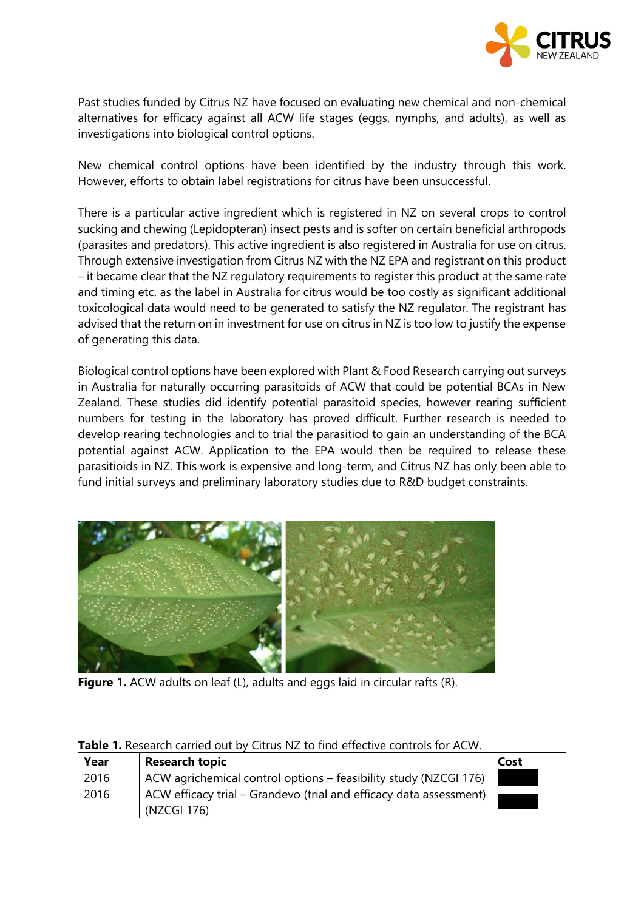Past studies funded by Citrus NZ have focused on evaluating new chemical and non-chemical alternatives for efficacy against all ACW life stages (eggs, nymphs, and adults), as well as investigations into biological control options.

New chemical control options have been identified by the industry through this work. However, efforts to obtain label registrations for citrus have been unsuccessful.

There is a particular active ingredient which is registered in NZ on several crops to control sucking and chewing (Lepidopteran) insect pests and is softer on certain beneficial arthropods (parasites and predators). This active ingredient is also registered in Australia for use on citrus. Through extensive investigation from Citrus NZ with the NZ EPA and registrant on this product – it became clear that the NZ regulatory requirements to register this product at the same rate and timing etc. as the label in Australia for citrus would be too costly as significant additional toxicological data would need to be generated to satisfy the NZ regulator. The registrant has advised that the return on in investment for use on citrus in NZ is too low to justify the expense of generating this data.

Biological control options have been explored with Plant & Food Research carrying out surveys in Australia for naturally occurring parasitoids of ACW that could be potential BCAs in New Zealand. These studies did identify potential parasitoid species, however rearing sufficient numbers for testing in the laboratory has proved difficult. Further research is needed to develop rearing technologies and to trial the parasitiod to gain an understanding of the BCA potential against ACW. Application to the EPA would then be required to release these parasitioids in NZ. This work is expensive and long-term, and Citrus NZ has only been able to fund initial surveys and preliminary laboratory studies due to R&D budget constraints.

**Figure 1.** ACW adults on leaf (L), adults and eggs laid in circular rafts (R).

**Table 1.** Research carried out by Citrus NZ to find effective controls for ACW.

| Year | Research topic | Cost |
|---|---|---|
| 2016 | ACW agrichemical control options – feasibility study (NZCGI 176) | |
| 2016 | ACW efficacy trial – Grandevo (trial and efficacy data assessment) (NZCGI 176) | |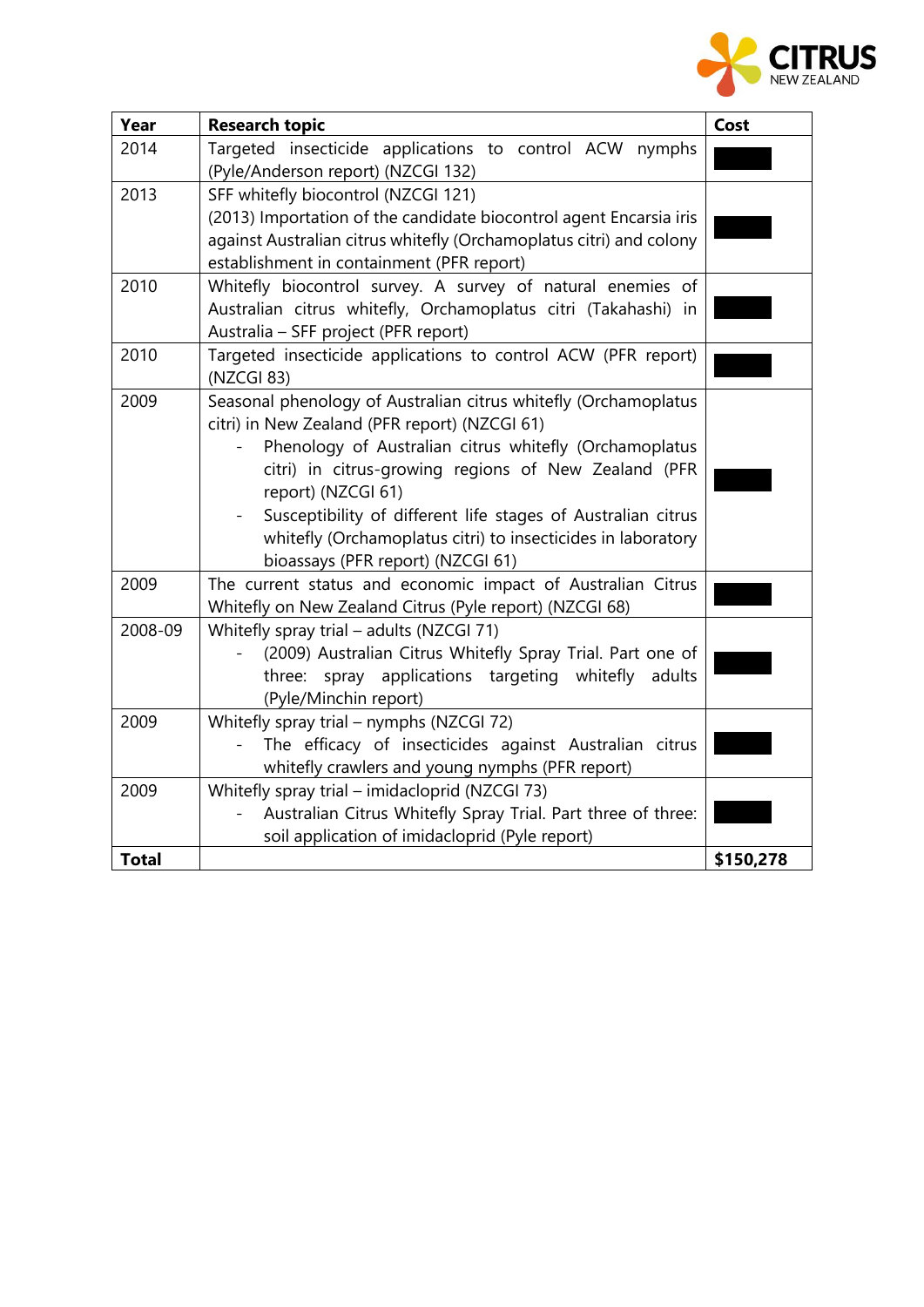| Year | Research topic | Cost |
|---|---|---|
| 2014 | Targeted insecticide applications to control ACW nymphs (Pyle/Anderson report) (NZCGI 132) | |
| 2013 | SFF whitefly biocontrol (NZCGI 121)<br>(2013) Importation of the candidate biocontrol agent Encarsia iris against Australian citrus whitefly (Orchamoplatus citri) and colony establishment in containment (PFR report) | |
| 2010 | Whitefly biocontrol survey. A survey of natural enemies of Australian citrus whitefly, Orchamoplatus citri (Takahashi) in Australia – SFF project (PFR report) | |
| 2010 | Targeted insecticide applications to control ACW (PFR report) (NZCGI 83) | |
| 2009 | Seasonal phenology of Australian citrus whitefly (Orchamoplatus citri) in New Zealand (PFR report) (NZCGI 61)<br>- Phenology of Australian citrus whitefly (Orchamoplatus citri) in citrus-growing regions of New Zealand (PFR report) (NZCGI 61)<br>- Susceptibility of different life stages of Australian citrus whitefly (Orchamoplatus citri) to insecticides in laboratory bioassays (PFR report) (NZCGI 61) | |
| 2009 | The current status and economic impact of Australian Citrus Whitefly on New Zealand Citrus (Pyle report) (NZCGI 68) | |
| 2008-09 | Whitefly spray trial – adults (NZCGI 71)<br>- (2009) Australian Citrus Whitefly Spray Trial. Part one of three: spray applications targeting whitefly adults (Pyle/Minchin report) | |
| 2009 | Whitefly spray trial – nymphs (NZCGI 72)<br>- The efficacy of insecticides against Australian citrus whitefly crawlers and young nymphs (PFR report) | |
| 2009 | Whitefly spray trial – imidacloprid (NZCGI 73)<br>- Australian Citrus Whitefly Spray Trial. Part three of three: soil application of imidacloprid (Pyle report) | |
| **Total** | | **$150,278** |